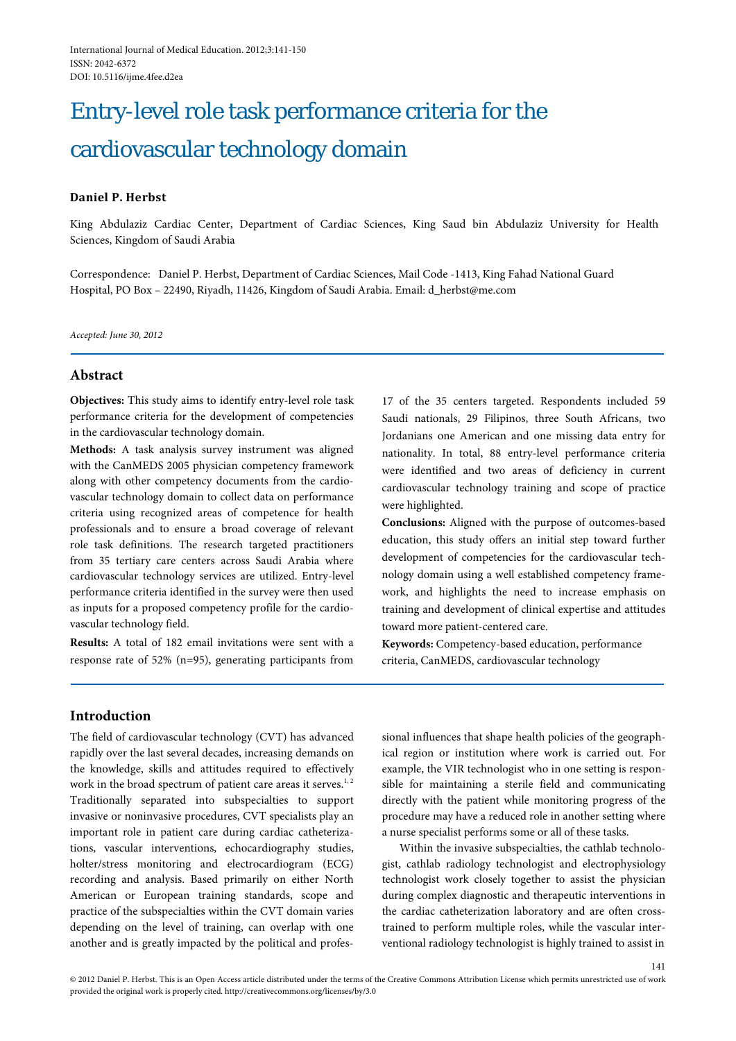International Journal of Medical Education. 2012;3:141-150
ISSN: 2042-6372
DOI: 10.5116/ijme.4fee.d2ea

# Entry-level role task performance criteria for the cardiovascular technology domain

**Daniel P. Herbst**

King Abdulaziz Cardiac Center, Department of Cardiac Sciences, King Saud bin Abdulaziz University for Health Sciences, Kingdom of Saudi Arabia

Correspondence: Daniel P. Herbst, Department of Cardiac Sciences, Mail Code -1413, King Fahad National Guard Hospital, PO Box – 22490, Riyadh, 11426, Kingdom of Saudi Arabia. Email: d_herbst@me.com

*Accepted: June 30, 2012*

## Abstract

**Objectives:** This study aims to identify entry-level role task performance criteria for the development of competencies in the cardiovascular technology domain.

**Methods:** A task analysis survey instrument was aligned with the CanMEDS 2005 physician competency framework along with other competency documents from the cardiovascular technology domain to collect data on performance criteria using recognized areas of competence for health professionals and to ensure a broad coverage of relevant role task definitions. The research targeted practitioners from 35 tertiary care centers across Saudi Arabia where cardiovascular technology services are utilized. Entry-level performance criteria identified in the survey were then used as inputs for a proposed competency profile for the cardiovascular technology field.

**Results:** A total of 182 email invitations were sent with a response rate of 52% (n=95), generating participants from 17 of the 35 centers targeted. Respondents included 59 Saudi nationals, 29 Filipinos, three South Africans, two Jordanians one American and one missing data entry for nationality. In total, 88 entry-level performance criteria were identified and two areas of deficiency in current cardiovascular technology training and scope of practice were highlighted.

**Conclusions:** Aligned with the purpose of outcomes-based education, this study offers an initial step toward further development of competencies for the cardiovascular technology domain using a well established competency framework, and highlights the need to increase emphasis on training and development of clinical expertise and attitudes toward more patient-centered care.

**Keywords:** Competency-based education, performance criteria, CanMEDS, cardiovascular technology

## Introduction

The field of cardiovascular technology (CVT) has advanced rapidly over the last several decades, increasing demands on the knowledge, skills and attitudes required to effectively work in the broad spectrum of patient care areas it serves.[1, 2] Traditionally separated into subspecialties to support invasive or noninvasive procedures, CVT specialists play an important role in patient care during cardiac catheterizations, vascular interventions, echocardiography studies, holter/stress monitoring and electrocardiogram (ECG) recording and analysis. Based primarily on either North American or European training standards, scope and practice of the subspecialties within the CVT domain varies depending on the level of training, can overlap with one another and is greatly impacted by the political and professional influences that shape health policies of the geographical region or institution where work is carried out. For example, the VIR technologist who in one setting is responsible for maintaining a sterile field and communicating directly with the patient while monitoring progress of the procedure may have a reduced role in another setting where a nurse specialist performs some or all of these tasks.

Within the invasive subspecialties, the cathlab technologist, cathlab radiology technologist and electrophysiology technologist work closely together to assist the physician during complex diagnostic and therapeutic interventions in the cardiac catheterization laboratory and are often cross-trained to perform multiple roles, while the vascular interventional radiology technologist is highly trained to assist in

© 2012 Daniel P. Herbst. This is an Open Access article distributed under the terms of the Creative Commons Attribution License which permits unrestricted use of work provided the original work is properly cited. http://creativecommons.org/licenses/by/3.0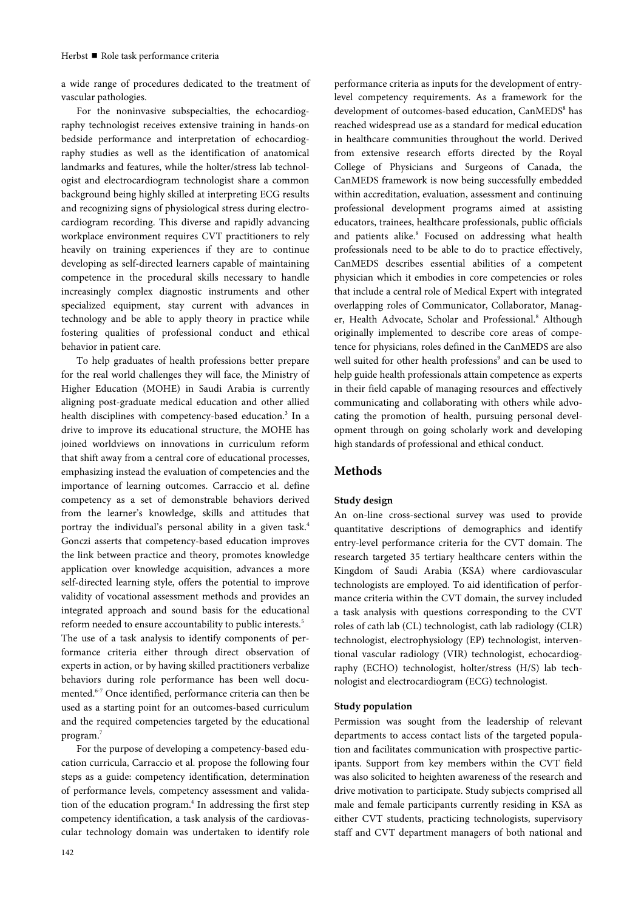a wide range of procedures dedicated to the treatment of vascular pathologies.

For the noninvasive subspecialties, the echocardiography technologist receives extensive training in hands-on bedside performance and interpretation of echocardiography studies as well as the identification of anatomical landmarks and features, while the holter/stress lab technologist and electrocardiogram technologist share a common background being highly skilled at interpreting ECG results and recognizing signs of physiological stress during electrocardiogram recording. This diverse and rapidly advancing workplace environment requires CVT practitioners to rely heavily on training experiences if they are to continue developing as self-directed learners capable of maintaining competence in the procedural skills necessary to handle increasingly complex diagnostic instruments and other specialized equipment, stay current with advances in technology and be able to apply theory in practice while fostering qualities of professional conduct and ethical behavior in patient care.

To help graduates of health professions better prepare for the real world challenges they will face, the Ministry of Higher Education (MOHE) in Saudi Arabia is currently aligning post-graduate medical education and other allied health disciplines with competency-based education.[3] In a drive to improve its educational structure, the MOHE has joined worldviews on innovations in curriculum reform that shift away from a central core of educational processes, emphasizing instead the evaluation of competencies and the importance of learning outcomes. Carraccio et al. define competency as a set of demonstrable behaviors derived from the learner's knowledge, skills and attitudes that portray the individual's personal ability in a given task.[4] Gonczi asserts that competency-based education improves the link between practice and theory, promotes knowledge application over knowledge acquisition, advances a more self-directed learning style, offers the potential to improve validity of vocational assessment methods and provides an integrated approach and sound basis for the educational reform needed to ensure accountability to public interests.[5]

The use of a task analysis to identify components of performance criteria either through direct observation of experts in action, or by having skilled practitioners verbalize behaviors during role performance has been well documented.[6-7] Once identified, performance criteria can then be used as a starting point for an outcomes-based curriculum and the required competencies targeted by the educational program.[7]

For the purpose of developing a competency-based education curricula, Carraccio et al. propose the following four steps as a guide: competency identification, determination of performance levels, competency assessment and validation of the education program.[4] In addressing the first step competency identification, a task analysis of the cardiovascular technology domain was undertaken to identify role performance criteria as inputs for the development of entry-level competency requirements. As a framework for the development of outcomes-based education, CanMEDS[8] has reached widespread use as a standard for medical education in healthcare communities throughout the world. Derived from extensive research efforts directed by the Royal College of Physicians and Surgeons of Canada, the CanMEDS framework is now being successfully embedded within accreditation, evaluation, assessment and continuing professional development programs aimed at assisting educators, trainees, healthcare professionals, public officials and patients alike.[8] Focused on addressing what health professionals need to be able to do to practice effectively, CanMEDS describes essential abilities of a competent physician which it embodies in core competencies or roles that include a central role of Medical Expert with integrated overlapping roles of Communicator, Collaborator, Manager, Health Advocate, Scholar and Professional.[8] Although originally implemented to describe core areas of competence for physicians, roles defined in the CanMEDS are also well suited for other health professions[9] and can be used to help guide health professionals attain competence as experts in their field capable of managing resources and effectively communicating and collaborating with others while advocating the promotion of health, pursuing personal development through on going scholarly work and developing high standards of professional and ethical conduct.

## Methods

### Study design

An on-line cross-sectional survey was used to provide quantitative descriptions of demographics and identify entry-level performance criteria for the CVT domain. The research targeted 35 tertiary healthcare centers within the Kingdom of Saudi Arabia (KSA) where cardiovascular technologists are employed. To aid identification of performance criteria within the CVT domain, the survey included a task analysis with questions corresponding to the CVT roles of cath lab (CL) technologist, cath lab radiology (CLR) technologist, electrophysiology (EP) technologist, interventional vascular radiology (VIR) technologist, echocardiography (ECHO) technologist, holter/stress (H/S) lab technologist and electrocardiogram (ECG) technologist.

### Study population

Permission was sought from the leadership of relevant departments to access contact lists of the targeted population and facilitates communication with prospective participants. Support from key members within the CVT field was also solicited to heighten awareness of the research and drive motivation to participate. Study subjects comprised all male and female participants currently residing in KSA as either CVT students, practicing technologists, supervisory staff and CVT department managers of both national and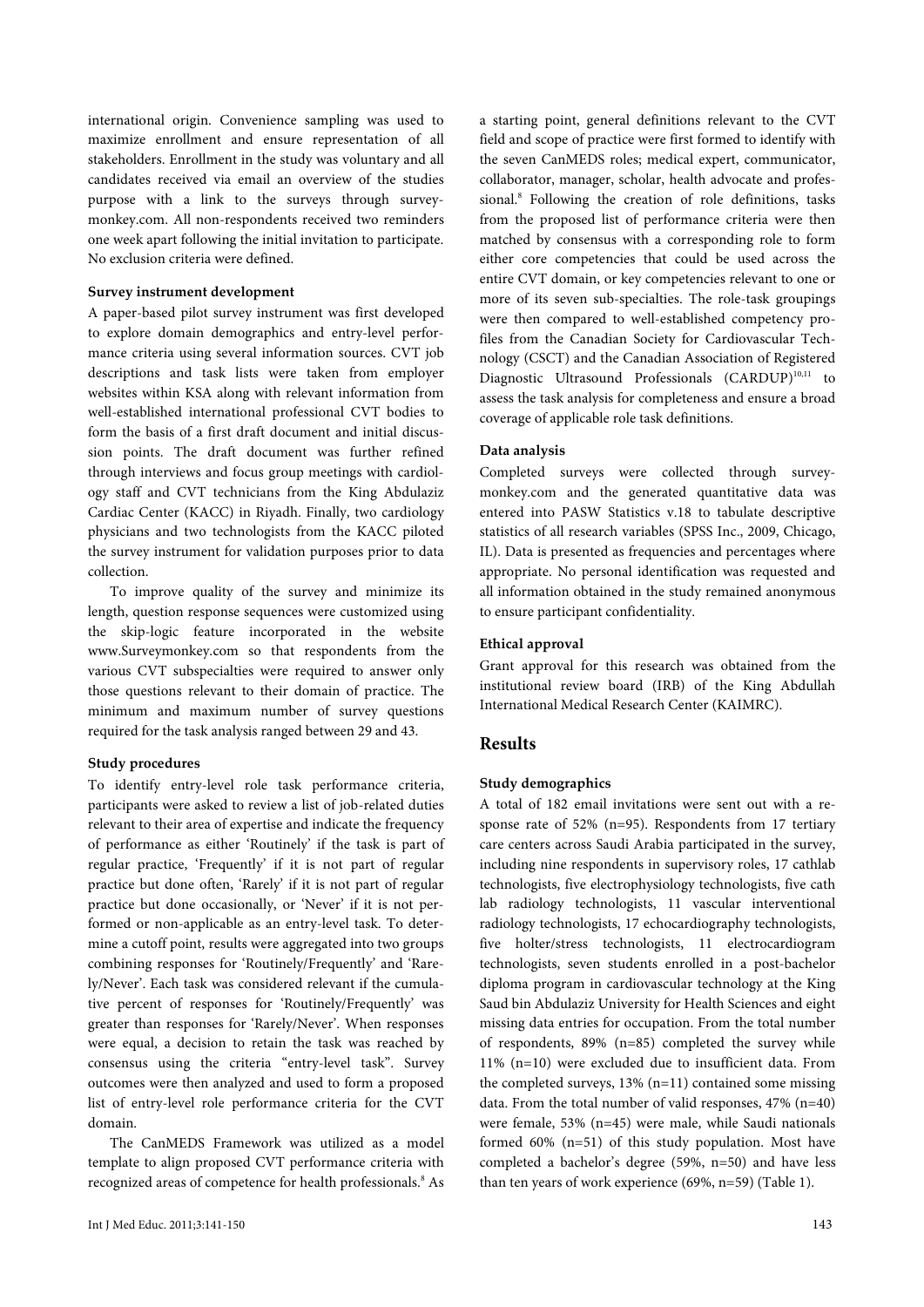international origin. Convenience sampling was used to maximize enrollment and ensure representation of all stakeholders. Enrollment in the study was voluntary and all candidates received via email an overview of the studies purpose with a link to the surveys through surveymonkey.com. All non-respondents received two reminders one week apart following the initial invitation to participate. No exclusion criteria were defined.

**Survey instrument development**

A paper-based pilot survey instrument was first developed to explore domain demographics and entry-level performance criteria using several information sources. CVT job descriptions and task lists were taken from employer websites within KSA along with relevant information from well-established international professional CVT bodies to form the basis of a first draft document and initial discussion points. The draft document was further refined through interviews and focus group meetings with cardiology staff and CVT technicians from the King Abdulaziz Cardiac Center (KACC) in Riyadh. Finally, two cardiology physicians and two technologists from the KACC piloted the survey instrument for validation purposes prior to data collection.

To improve quality of the survey and minimize its length, question response sequences were customized using the skip-logic feature incorporated in the website www.Surveymonkey.com so that respondents from the various CVT subspecialties were required to answer only those questions relevant to their domain of practice. The minimum and maximum number of survey questions required for the task analysis ranged between 29 and 43.

**Study procedures**

To identify entry-level role task performance criteria, participants were asked to review a list of job-related duties relevant to their area of expertise and indicate the frequency of performance as either 'Routinely' if the task is part of regular practice, 'Frequently' if it is not part of regular practice but done often, 'Rarely' if it is not part of regular practice but done occasionally, or 'Never' if it is not performed or non-applicable as an entry-level task. To determine a cutoff point, results were aggregated into two groups combining responses for 'Routinely/Frequently' and 'Rarely/Never'. Each task was considered relevant if the cumulative percent of responses for 'Routinely/Frequently' was greater than responses for 'Rarely/Never'. When responses were equal, a decision to retain the task was reached by consensus using the criteria "entry-level task". Survey outcomes were then analyzed and used to form a proposed list of entry-level role performance criteria for the CVT domain.

The CanMEDS Framework was utilized as a model template to align proposed CVT performance criteria with recognized areas of competence for health professionals.[8] As a starting point, general definitions relevant to the CVT field and scope of practice were first formed to identify with the seven CanMEDS roles; medical expert, communicator, collaborator, manager, scholar, health advocate and professional.[8] Following the creation of role definitions, tasks from the proposed list of performance criteria were then matched by consensus with a corresponding role to form either core competencies that could be used across the entire CVT domain, or key competencies relevant to one or more of its seven sub-specialties. The role-task groupings were then compared to well-established competency profiles from the Canadian Society for Cardiovascular Technology (CSCT) and the Canadian Association of Registered Diagnostic Ultrasound Professionals (CARDUP)[10,11] to assess the task analysis for completeness and ensure a broad coverage of applicable role task definitions.

**Data analysis**

Completed surveys were collected through surveymonkey.com and the generated quantitative data was entered into PASW Statistics v.18 to tabulate descriptive statistics of all research variables (SPSS Inc., 2009, Chicago, IL). Data is presented as frequencies and percentages where appropriate. No personal identification was requested and all information obtained in the study remained anonymous to ensure participant confidentiality.

**Ethical approval**

Grant approval for this research was obtained from the institutional review board (IRB) of the King Abdullah International Medical Research Center (KAIMRC).

## Results

**Study demographics**

A total of 182 email invitations were sent out with a response rate of 52% (n=95). Respondents from 17 tertiary care centers across Saudi Arabia participated in the survey, including nine respondents in supervisory roles, 17 cathlab technologists, five electrophysiology technologists, five cath lab radiology technologists, 11 vascular interventional radiology technologists, 17 echocardiography technologists, five holter/stress technologists, 11 electrocardiogram technologists, seven students enrolled in a post-bachelor diploma program in cardiovascular technology at the King Saud bin Abdulaziz University for Health Sciences and eight missing data entries for occupation. From the total number of respondents, 89% (n=85) completed the survey while 11% (n=10) were excluded due to insufficient data. From the completed surveys, 13% (n=11) contained some missing data. From the total number of valid responses, 47% (n=40) were female, 53% (n=45) were male, while Saudi nationals formed 60% (n=51) of this study population. Most have completed a bachelor's degree (59%, n=50) and have less than ten years of work experience (69%, n=59) (Table 1).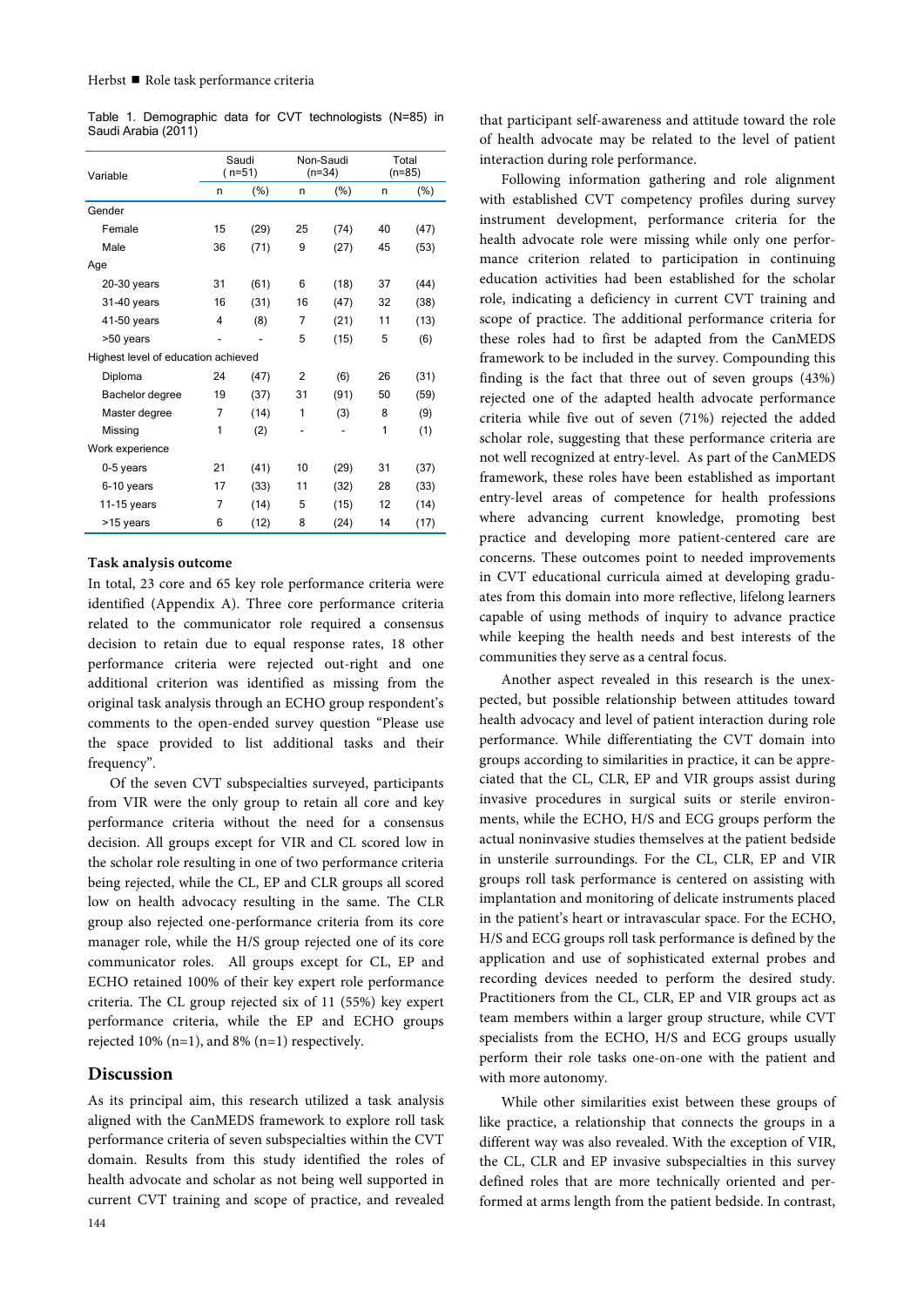Table 1. Demographic data for CVT technologists (N=85) in Saudi Arabia (2011)

| Variable | Saudi ( n=51) | | Non-Saudi (n=34) | | Total (n=85) | |
|---|---|---|---|---|---|---|
| | n | (%) | n | (%) | n | (%) |
| Gender | | | | | | |
| Female | 15 | (29) | 25 | (74) | 40 | (47) |
| Male | 36 | (71) | 9 | (27) | 45 | (53) |
| Age | | | | | | |
| 20-30 years | 31 | (61) | 6 | (18) | 37 | (44) |
| 31-40 years | 16 | (31) | 16 | (47) | 32 | (38) |
| 41-50 years | 4 | (8) | 7 | (21) | 11 | (13) |
| >50 years | - | - | 5 | (15) | 5 | (6) |
| Highest level of education achieved | | | | | | |
| Diploma | 24 | (47) | 2 | (6) | 26 | (31) |
| Bachelor degree | 19 | (37) | 31 | (91) | 50 | (59) |
| Master degree | 7 | (14) | 1 | (3) | 8 | (9) |
| Missing | 1 | (2) | - | - | 1 | (1) |
| Work experience | | | | | | |
| 0-5 years | 21 | (41) | 10 | (29) | 31 | (37) |
| 6-10 years | 17 | (33) | 11 | (32) | 28 | (33) |
| 11-15 years | 7 | (14) | 5 | (15) | 12 | (14) |
| >15 years | 6 | (12) | 8 | (24) | 14 | (17) |

**Task analysis outcome**

In total, 23 core and 65 key role performance criteria were identified (Appendix A). Three core performance criteria related to the communicator role required a consensus decision to retain due to equal response rates, 18 other performance criteria were rejected out-right and one additional criterion was identified as missing from the original task analysis through an ECHO group respondent's comments to the open-ended survey question "Please use the space provided to list additional tasks and their frequency".

Of the seven CVT subspecialties surveyed, participants from VIR were the only group to retain all core and key performance criteria without the need for a consensus decision. All groups except for VIR and CL scored low in the scholar role resulting in one of two performance criteria being rejected, while the CL, EP and CLR groups all scored low on health advocacy resulting in the same. The CLR group also rejected one-performance criteria from its core manager role, while the H/S group rejected one of its core communicator roles. All groups except for CL, EP and ECHO retained 100% of their key expert role performance criteria. The CL group rejected six of 11 (55%) key expert performance criteria, while the EP and ECHO groups rejected 10% (n=1), and 8% (n=1) respectively.

## Discussion

As its principal aim, this research utilized a task analysis aligned with the CanMEDS framework to explore roll task performance criteria of seven subspecialties within the CVT domain. Results from this study identified the roles of health advocate and scholar as not being well supported in current CVT training and scope of practice, and revealed that participant self-awareness and attitude toward the role of health advocate may be related to the level of patient interaction during role performance.

Following information gathering and role alignment with established CVT competency profiles during survey instrument development, performance criteria for the health advocate role were missing while only one performance criterion related to participation in continuing education activities had been established for the scholar role, indicating a deficiency in current CVT training and scope of practice. The additional performance criteria for these roles had to first be adapted from the CanMEDS framework to be included in the survey. Compounding this finding is the fact that three out of seven groups (43%) rejected one of the adapted health advocate performance criteria while five out of seven (71%) rejected the added scholar role, suggesting that these performance criteria are not well recognized at entry-level. As part of the CanMEDS framework, these roles have been established as important entry-level areas of competence for health professions where advancing current knowledge, promoting best practice and developing more patient-centered care are concerns. These outcomes point to needed improvements in CVT educational curricula aimed at developing graduates from this domain into more reflective, lifelong learners capable of using methods of inquiry to advance practice while keeping the health needs and best interests of the communities they serve as a central focus.

Another aspect revealed in this research is the unexpected, but possible relationship between attitudes toward health advocacy and level of patient interaction during role performance. While differentiating the CVT domain into groups according to similarities in practice, it can be appreciated that the CL, CLR, EP and VIR groups assist during invasive procedures in surgical suits or sterile environments, while the ECHO, H/S and ECG groups perform the actual noninvasive studies themselves at the patient bedside in unsterile surroundings. For the CL, CLR, EP and VIR groups roll task performance is centered on assisting with implantation and monitoring of delicate instruments placed in the patient's heart or intravascular space. For the ECHO, H/S and ECG groups roll task performance is defined by the application and use of sophisticated external probes and recording devices needed to perform the desired study. Practitioners from the CL, CLR, EP and VIR groups act as team members within a larger group structure, while CVT specialists from the ECHO, H/S and ECG groups usually perform their role tasks one-on-one with the patient and with more autonomy.

While other similarities exist between these groups of like practice, a relationship that connects the groups in a different way was also revealed. With the exception of VIR, the CL, CLR and EP invasive subspecialties in this survey defined roles that are more technically oriented and performed at arms length from the patient bedside. In contrast,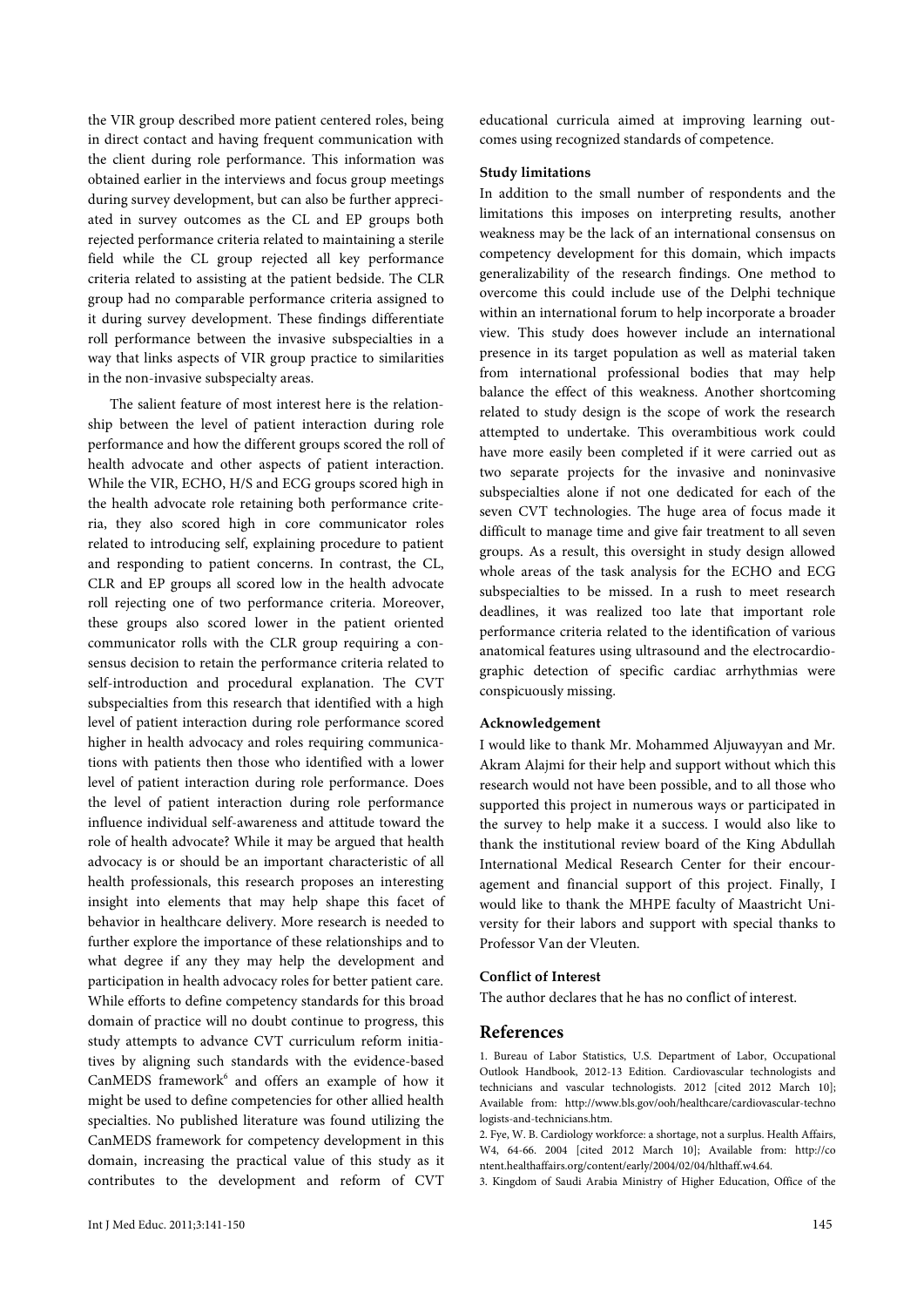the VIR group described more patient centered roles, being in direct contact and having frequent communication with the client during role performance. This information was obtained earlier in the interviews and focus group meetings during survey development, but can also be further appreciated in survey outcomes as the CL and EP groups both rejected performance criteria related to maintaining a sterile field while the CL group rejected all key performance criteria related to assisting at the patient bedside. The CLR group had no comparable performance criteria assigned to it during survey development. These findings differentiate roll performance between the invasive subspecialties in a way that links aspects of VIR group practice to similarities in the non-invasive subspecialty areas.

The salient feature of most interest here is the relationship between the level of patient interaction during role performance and how the different groups scored the roll of health advocate and other aspects of patient interaction. While the VIR, ECHO, H/S and ECG groups scored high in the health advocate role retaining both performance criteria, they also scored high in core communicator roles related to introducing self, explaining procedure to patient and responding to patient concerns. In contrast, the CL, CLR and EP groups all scored low in the health advocate roll rejecting one of two performance criteria. Moreover, these groups also scored lower in the patient oriented communicator rolls with the CLR group requiring a consensus decision to retain the performance criteria related to self-introduction and procedural explanation. The CVT subspecialties from this research that identified with a high level of patient interaction during role performance scored higher in health advocacy and roles requiring communications with patients then those who identified with a lower level of patient interaction during role performance. Does the level of patient interaction during role performance influence individual self-awareness and attitude toward the role of health advocate? While it may be argued that health advocacy is or should be an important characteristic of all health professionals, this research proposes an interesting insight into elements that may help shape this facet of behavior in healthcare delivery. More research is needed to further explore the importance of these relationships and to what degree if any they may help the development and participation in health advocacy roles for better patient care. While efforts to define competency standards for this broad domain of practice will no doubt continue to progress, this study attempts to advance CVT curriculum reform initiatives by aligning such standards with the evidence-based CanMEDS framework[6] and offers an example of how it might be used to define competencies for other allied health specialties. No published literature was found utilizing the CanMEDS framework for competency development in this domain, increasing the practical value of this study as it contributes to the development and reform of CVT educational curricula aimed at improving learning outcomes using recognized standards of competence.

**Study limitations**

In addition to the small number of respondents and the limitations this imposes on interpreting results, another weakness may be the lack of an international consensus on competency development for this domain, which impacts generalizability of the research findings. One method to overcome this could include use of the Delphi technique within an international forum to help incorporate a broader view. This study does however include an international presence in its target population as well as material taken from international professional bodies that may help balance the effect of this weakness. Another shortcoming related to study design is the scope of work the research attempted to undertake. This overambitious work could have more easily been completed if it were carried out as two separate projects for the invasive and noninvasive subspecialties alone if not one dedicated for each of the seven CVT technologies. The huge area of focus made it difficult to manage time and give fair treatment to all seven groups. As a result, this oversight in study design allowed whole areas of the task analysis for the ECHO and ECG subspecialties to be missed. In a rush to meet research deadlines, it was realized too late that important role performance criteria related to the identification of various anatomical features using ultrasound and the electrocardiographic detection of specific cardiac arrhythmias were conspicuously missing.

**Acknowledgement**

I would like to thank Mr. Mohammed Aljuwayyan and Mr. Akram Alajmi for their help and support without which this research would not have been possible, and to all those who supported this project in numerous ways or participated in the survey to help make it a success. I would also like to thank the institutional review board of the King Abdullah International Medical Research Center for their encouragement and financial support of this project. Finally, I would like to thank the MHPE faculty of Maastricht University for their labors and support with special thanks to Professor Van der Vleuten.

**Conflict of Interest**

The author declares that he has no conflict of interest.

## References

1. Bureau of Labor Statistics, U.S. Department of Labor, Occupational Outlook Handbook, 2012-13 Edition. Cardiovascular technologists and technicians and vascular technologists. 2012 [cited 2012 March 10]; Available from: http://www.bls.gov/ooh/healthcare/cardiovascular-technologists-and-technicians.htm.
2. Fye, W. B. Cardiology workforce: a shortage, not a surplus. Health Affairs, W4, 64-66. 2004 [cited 2012 March 10]; Available from: http://content.healthaffairs.org/content/early/2004/02/04/hlthaff.w4.64.
3. Kingdom of Saudi Arabia Ministry of Higher Education, Office of the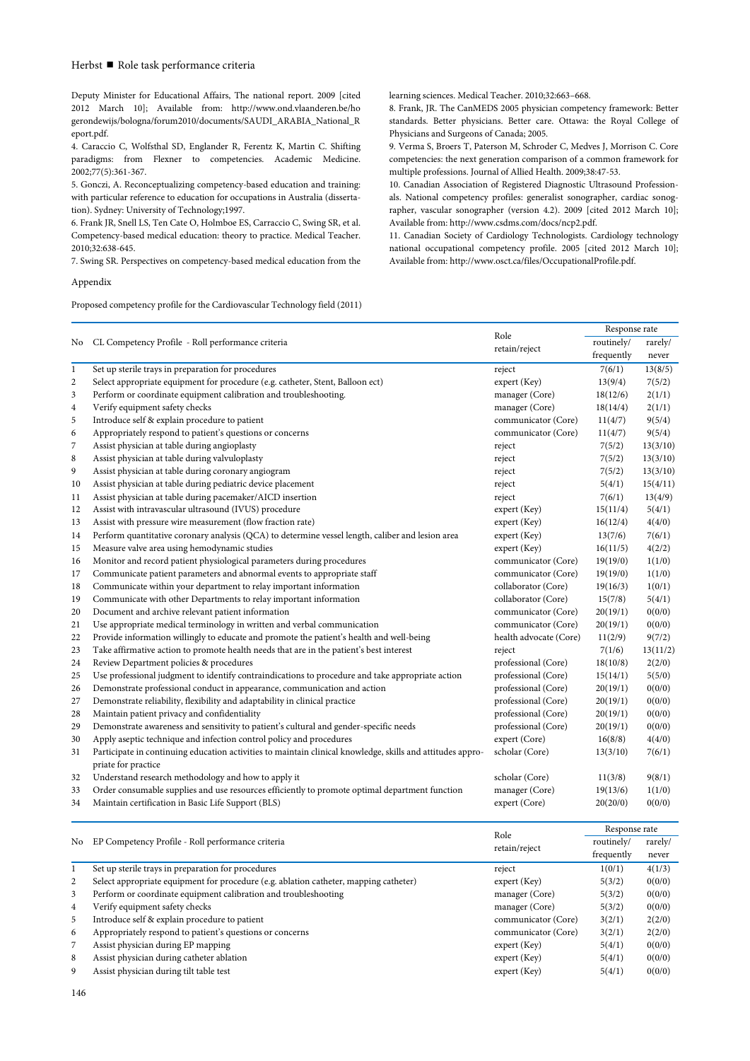Deputy Minister for Educational Affairs, The national report. 2009 [cited 2012 March 10]; Available from: http://www.ond.vlaanderen.be/hogerondewijs/bologna/forum2010/documents/SAUDI_ARABIA_National_Report.pdf.

4. Caraccio C, Wolfsthal SD, Englander R, Ferentz K, Martin C. Shifting paradigms: from Flexner to competencies. Academic Medicine. 2002;77(5):361-367.

5. Gonczi, A. Reconceptualizing competency-based education and training: with particular reference to education for occupations in Australia (dissertation). Sydney: University of Technology;1997.

6. Frank JR, Snell LS, Ten Cate O, Holmboe ES, Carraccio C, Swing SR, et al. Competency-based medical education: theory to practice. Medical Teacher. 2010;32:638-645.

7. Swing SR. Perspectives on competency-based medical education from the learning sciences. Medical Teacher. 2010;32:663–668.

8. Frank, JR. The CanMEDS 2005 physician competency framework: Better standards. Better physicians. Better care. Ottawa: the Royal College of Physicians and Surgeons of Canada; 2005.

9. Verma S, Broers T, Paterson M, Schroder C, Medves J, Morrison C. Core competencies: the next generation comparison of a common framework for multiple professions. Journal of Allied Health. 2009;38:47-53.

10. Canadian Association of Registered Diagnostic Ultrasound Professionals. National competency profiles: generalist sonographer, cardiac sonographer, vascular sonographer (version 4.2). 2009 [cited 2012 March 10]; Available from: http://www.csdms.com/docs/ncp2.pdf.

11. Canadian Society of Cardiology Technologists. Cardiology technology national occupational competency profile. 2005 [cited 2012 March 10]; Available from: http://www.osct.ca/files/OccupationalProfile.pdf.

## Appendix

Proposed competency profile for the Cardiovascular Technology field (2011)

| No | CL Competency Profile - Roll performance criteria | Role retain/reject | Response rate | |
|---|---|---|---|---|
| | | | routinely/ frequently | rarely/ never |
| 1 | Set up sterile trays in preparation for procedures | reject | 7(6/1) | 13(8/5) |
| 2 | Select appropriate equipment for procedure (e.g. catheter, Stent, Balloon ect) | expert (Key) | 13(9/4) | 7(5/2) |
| 3 | Perform or coordinate equipment calibration and troubleshooting. | manager (Core) | 18(12/6) | 2(1/1) |
| 4 | Verify equipment safety checks | manager (Core) | 18(14/4) | 2(1/1) |
| 5 | Introduce self & explain procedure to patient | communicator (Core) | 11(4/7) | 9(5/4) |
| 6 | Appropriately respond to patient's questions or concerns | communicator (Core) | 11(4/7) | 9(5/4) |
| 7 | Assist physician at table during angioplasty | reject | 7(5/2) | 13(3/10) |
| 8 | Assist physician at table during valvuloplasty | reject | 7(5/2) | 13(3/10) |
| 9 | Assist physician at table during coronary angiogram | reject | 7(5/2) | 13(3/10) |
| 10 | Assist physician at table during pediatric device placement | reject | 5(4/1) | 15(4/11) |
| 11 | Assist physician at table during pacemaker/AICD insertion | reject | 7(6/1) | 13(4/9) |
| 12 | Assist with intravascular ultrasound (IVUS) procedure | expert (Key) | 15(11/4) | 5(4/1) |
| 13 | Assist with pressure wire measurement (flow fraction rate) | expert (Key) | 16(12/4) | 4(4/0) |
| 14 | Perform quantitative coronary analysis (QCA) to determine vessel length, caliber and lesion area | expert (Key) | 13(7/6) | 7(6/1) |
| 15 | Measure valve area using hemodynamic studies | expert (Key) | 16(11/5) | 4(2/2) |
| 16 | Monitor and record patient physiological parameters during procedures | communicator (Core) | 19(19/0) | 1(1/0) |
| 17 | Communicate patient parameters and abnormal events to appropriate staff | communicator (Core) | 19(19/0) | 1(1/0) |
| 18 | Communicate within your department to relay important information | collaborator (Core) | 19(16/3) | 1(0/1) |
| 19 | Communicate with other Departments to relay important information | collaborator (Core) | 15(7/8) | 5(4/1) |
| 20 | Document and archive relevant patient information | communicator (Core) | 20(19/1) | 0(0/0) |
| 21 | Use appropriate medical terminology in written and verbal communication | communicator (Core) | 20(19/1) | 0(0/0) |
| 22 | Provide information willingly to educate and promote the patient's health and well-being | health advocate (Core) | 11(2/9) | 9(7/2) |
| 23 | Take affirmative action to promote health needs that are in the patient's best interest | reject | 7(1/6) | 13(11/2) |
| 24 | Review Department policies & procedures | professional (Core) | 18(10/8) | 2(2/0) |
| 25 | Use professional judgment to identify contraindications to procedure and take appropriate action | professional (Core) | 15(14/1) | 5(5/0) |
| 26 | Demonstrate professional conduct in appearance, communication and action | professional (Core) | 20(19/1) | 0(0/0) |
| 27 | Demonstrate reliability, flexibility and adaptability in clinical practice | professional (Core) | 20(19/1) | 0(0/0) |
| 28 | Maintain patient privacy and confidentiality | professional (Core) | 20(19/1) | 0(0/0) |
| 29 | Demonstrate awareness and sensitivity to patient's cultural and gender-specific needs | professional (Core) | 20(19/1) | 0(0/0) |
| 30 | Apply aseptic technique and infection control policy and procedures | expert (Core) | 16(8/8) | 4(4/0) |
| 31 | Participate in continuing education activities to maintain clinical knowledge, skills and attitudes appropriate for practice | scholar (Core) | 13(3/10) | 7(6/1) |
| 32 | Understand research methodology and how to apply it | scholar (Core) | 11(3/8) | 9(8/1) |
| 33 | Order consumable supplies and use resources efficiently to promote optimal department function | manager (Core) | 19(13/6) | 1(1/0) |
| 34 | Maintain certification in Basic Life Support (BLS) | expert (Core) | 20(20/0) | 0(0/0) |

| No | EP Competency Profile - Roll performance criteria | Role retain/reject | Response rate | |
|---|---|---|---|---|
| | | | routinely/ frequently | rarely/ never |
| 1 | Set up sterile trays in preparation for procedures | reject | 1(0/1) | 4(1/3) |
| 2 | Select appropriate equipment for procedure (e.g. ablation catheter, mapping catheter) | expert (Key) | 5(3/2) | 0(0/0) |
| 3 | Perform or coordinate equipment calibration and troubleshooting | manager (Core) | 5(3/2) | 0(0/0) |
| 4 | Verify equipment safety checks | manager (Core) | 5(3/2) | 0(0/0) |
| 5 | Introduce self & explain procedure to patient | communicator (Core) | 3(2/1) | 2(2/0) |
| 6 | Appropriately respond to patient's questions or concerns | communicator (Core) | 3(2/1) | 2(2/0) |
| 7 | Assist physician during EP mapping | expert (Key) | 5(4/1) | 0(0/0) |
| 8 | Assist physician during catheter ablation | expert (Key) | 5(4/1) | 0(0/0) |
| 9 | Assist physician during tilt table test | expert (Key) | 5(4/1) | 0(0/0) |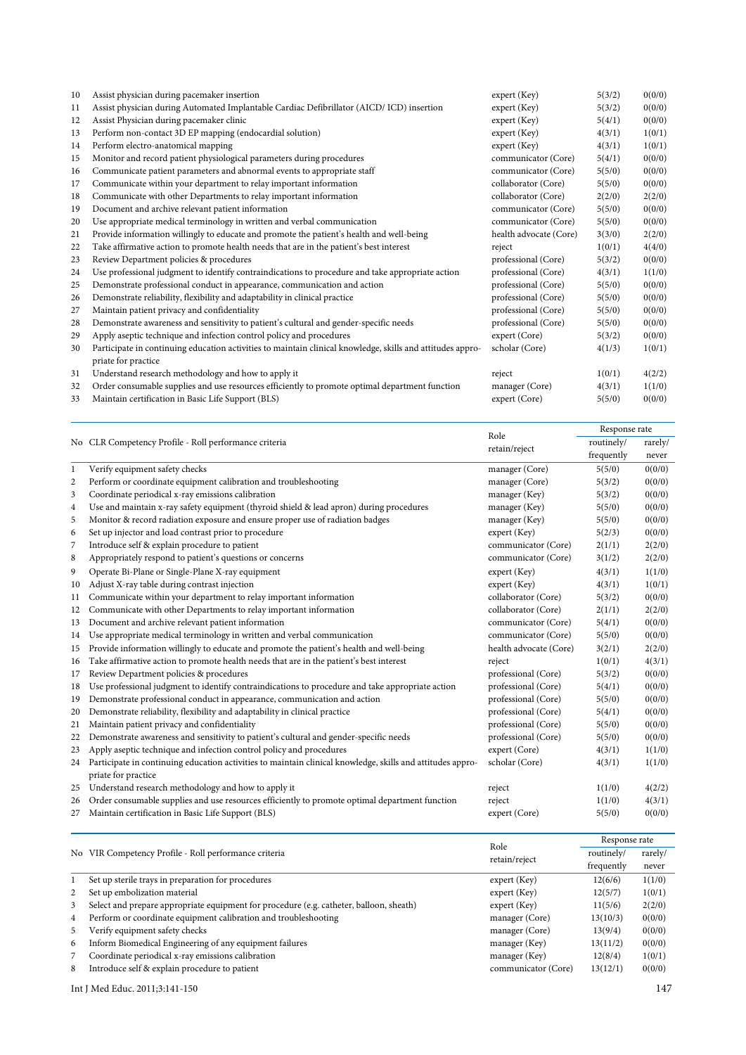| No | Competency Profile - Roll performance criteria | Role retain/reject | Response rate | |
|---|---|---|---|---|
| | | | routinely/ frequently | rarely/ never |
| 10 | Assist physician during pacemaker insertion | expert (Key) | 5(3/2) | 0(0/0) |
| 11 | Assist physician during Automated Implantable Cardiac Defibrillator (AICD/ ICD) insertion | expert (Key) | 5(3/2) | 0(0/0) |
| 12 | Assist Physician during pacemaker clinic | expert (Key) | 5(4/1) | 0(0/0) |
| 13 | Perform non-contact 3D EP mapping (endocardial solution) | expert (Key) | 4(3/1) | 1(0/1) |
| 14 | Perform electro-anatomical mapping | expert (Key) | 4(3/1) | 1(0/1) |
| 15 | Monitor and record patient physiological parameters during procedures | communicator (Core) | 5(4/1) | 0(0/0) |
| 16 | Communicate patient parameters and abnormal events to appropriate staff | communicator (Core) | 5(5/0) | 0(0/0) |
| 17 | Communicate within your department to relay important information | collaborator (Core) | 5(5/0) | 0(0/0) |
| 18 | Communicate with other Departments to relay important information | collaborator (Core) | 2(2/0) | 2(2/0) |
| 19 | Document and archive relevant patient information | communicator (Core) | 5(5/0) | 0(0/0) |
| 20 | Use appropriate medical terminology in written and verbal communication | communicator (Core) | 5(5/0) | 0(0/0) |
| 21 | Provide information willingly to educate and promote the patient's health and well-being | health advocate (Core) | 3(3/0) | 2(2/0) |
| 22 | Take affirmative action to promote health needs that are in the patient's best interest | reject | 1(0/1) | 4(4/0) |
| 23 | Review Department policies & procedures | professional (Core) | 5(3/2) | 0(0/0) |
| 24 | Use professional judgment to identify contraindications to procedure and take appropriate action | professional (Core) | 4(3/1) | 1(1/0) |
| 25 | Demonstrate professional conduct in appearance, communication and action | professional (Core) | 5(5/0) | 0(0/0) |
| 26 | Demonstrate reliability, flexibility and adaptability in clinical practice | professional (Core) | 5(5/0) | 0(0/0) |
| 27 | Maintain patient privacy and confidentiality | professional (Core) | 5(5/0) | 0(0/0) |
| 28 | Demonstrate awareness and sensitivity to patient's cultural and gender-specific needs | professional (Core) | 5(5/0) | 0(0/0) |
| 29 | Apply aseptic technique and infection control policy and procedures | expert (Core) | 5(3/2) | 0(0/0) |
| 30 | Participate in continuing education activities to maintain clinical knowledge, skills and attitudes appropriate for practice | scholar (Core) | 4(1/3) | 1(0/1) |
| 31 | Understand research methodology and how to apply it | reject | 1(0/1) | 4(2/2) |
| 32 | Order consumable supplies and use resources efficiently to promote optimal department function | manager (Core) | 4(3/1) | 1(1/0) |
| 33 | Maintain certification in Basic Life Support (BLS) | expert (Core) | 5(5/0) | 0(0/0) |

| No | CLR Competency Profile - Roll performance criteria | Role retain/reject | Response rate | |
|---|---|---|---|---|
| | | | routinely/ frequently | rarely/ never |
| 1 | Verify equipment safety checks | manager (Core) | 5(5/0) | 0(0/0) |
| 2 | Perform or coordinate equipment calibration and troubleshooting | manager (Core) | 5(3/2) | 0(0/0) |
| 3 | Coordinate periodical x-ray emissions calibration | manager (Key) | 5(3/2) | 0(0/0) |
| 4 | Use and maintain x-ray safety equipment (thyroid shield & lead apron) during procedures | manager (Key) | 5(5/0) | 0(0/0) |
| 5 | Monitor & record radiation exposure and ensure proper use of radiation badges | manager (Key) | 5(5/0) | 0(0/0) |
| 6 | Set up injector and load contrast prior to procedure | expert (Key) | 5(2/3) | 0(0/0) |
| 7 | Introduce self & explain procedure to patient | communicator (Core) | 2(1/1) | 2(2/0) |
| 8 | Appropriately respond to patient's questions or concerns | communicator (Core) | 3(1/2) | 2(2/0) |
| 9 | Operate Bi-Plane or Single-Plane X-ray equipment | expert (Key) | 4(3/1) | 1(1/0) |
| 10 | Adjust X-ray table during contrast injection | expert (Key) | 4(3/1) | 1(0/1) |
| 11 | Communicate within your department to relay important information | collaborator (Core) | 5(3/2) | 0(0/0) |
| 12 | Communicate with other Departments to relay important information | collaborator (Core) | 2(1/1) | 2(2/0) |
| 13 | Document and archive relevant patient information | communicator (Core) | 5(4/1) | 0(0/0) |
| 14 | Use appropriate medical terminology in written and verbal communication | communicator (Core) | 5(5/0) | 0(0/0) |
| 15 | Provide information willingly to educate and promote the patient's health and well-being | health advocate (Core) | 3(2/1) | 2(2/0) |
| 16 | Take affirmative action to promote health needs that are in the patient's best interest | reject | 1(0/1) | 4(3/1) |
| 17 | Review Department policies & procedures | professional (Core) | 5(3/2) | 0(0/0) |
| 18 | Use professional judgment to identify contraindications to procedure and take appropriate action | professional (Core) | 5(4/1) | 0(0/0) |
| 19 | Demonstrate professional conduct in appearance, communication and action | professional (Core) | 5(5/0) | 0(0/0) |
| 20 | Demonstrate reliability, flexibility and adaptability in clinical practice | professional (Core) | 5(4/1) | 0(0/0) |
| 21 | Maintain patient privacy and confidentiality | professional (Core) | 5(5/0) | 0(0/0) |
| 22 | Demonstrate awareness and sensitivity to patient's cultural and gender-specific needs | professional (Core) | 5(5/0) | 0(0/0) |
| 23 | Apply aseptic technique and infection control policy and procedures | expert (Core) | 4(3/1) | 1(1/0) |
| 24 | Participate in continuing education activities to maintain clinical knowledge, skills and attitudes appropriate for practice | scholar (Core) | 4(3/1) | 1(1/0) |
| 25 | Understand research methodology and how to apply it | reject | 1(1/0) | 4(2/2) |
| 26 | Order consumable supplies and use resources efficiently to promote optimal department function | reject | 1(1/0) | 4(3/1) |
| 27 | Maintain certification in Basic Life Support (BLS) | expert (Core) | 5(5/0) | 0(0/0) |

| No | VIR Competency Profile - Roll performance criteria | Role retain/reject | Response rate | |
|---|---|---|---|---|
| | | | routinely/ frequently | rarely/ never |
| 1 | Set up sterile trays in preparation for procedures | expert (Key) | 12(6/6) | 1(1/0) |
| 2 | Set up embolization material | expert (Key) | 12(5/7) | 1(0/1) |
| 3 | Select and prepare appropriate equipment for procedure (e.g. catheter, balloon, sheath) | expert (Key) | 11(5/6) | 2(2/0) |
| 4 | Perform or coordinate equipment calibration and troubleshooting | manager (Core) | 13(10/3) | 0(0/0) |
| 5 | Verify equipment safety checks | manager (Core) | 13(9/4) | 0(0/0) |
| 6 | Inform Biomedical Engineering of any equipment failures | manager (Key) | 13(11/2) | 0(0/0) |
| 7 | Coordinate periodical x-ray emissions calibration | manager (Key) | 12(8/4) | 1(0/1) |
| 8 | Introduce self & explain procedure to patient | communicator (Core) | 13(12/1) | 0(0/0) |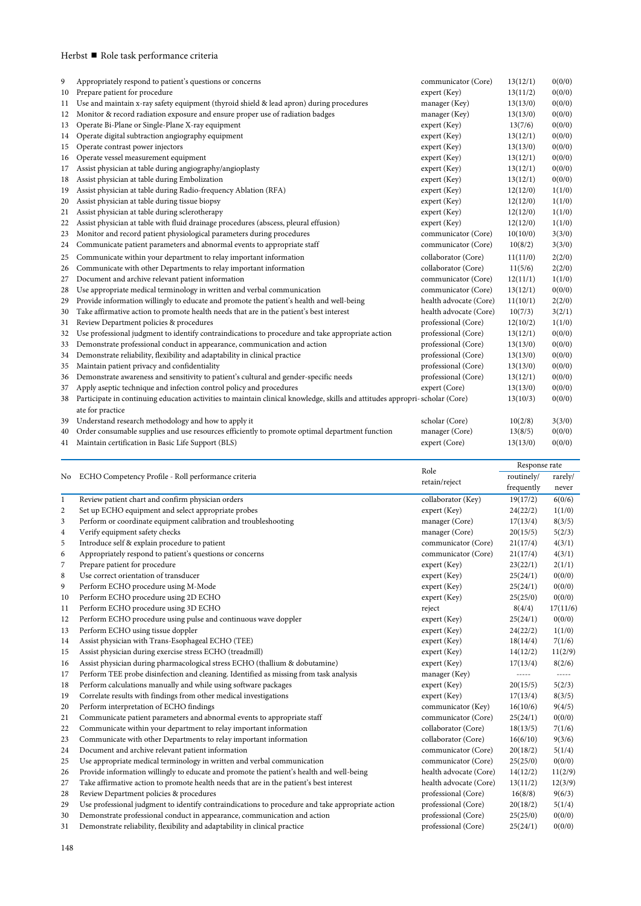| | | | | |
|---|---|---|---|---|
| 9 | Appropriately respond to patient's questions or concerns | communicator (Core) | 13(12/1) | 0(0/0) |
| 10 | Prepare patient for procedure | expert (Key) | 13(11/2) | 0(0/0) |
| 11 | Use and maintain x-ray safety equipment (thyroid shield & lead apron) during procedures | manager (Key) | 13(13/0) | 0(0/0) |
| 12 | Monitor & record radiation exposure and ensure proper use of radiation badges | manager (Key) | 13(13/0) | 0(0/0) |
| 13 | Operate Bi-Plane or Single-Plane X-ray equipment | expert (Key) | 13(7/6) | 0(0/0) |
| 14 | Operate digital subtraction angiography equipment | expert (Key) | 13(12/1) | 0(0/0) |
| 15 | Operate contrast power injectors | expert (Key) | 13(13/0) | 0(0/0) |
| 16 | Operate vessel measurement equipment | expert (Key) | 13(12/1) | 0(0/0) |
| 17 | Assist physician at table during angiography/angioplasty | expert (Key) | 13(12/1) | 0(0/0) |
| 18 | Assist physician at table during Embolization | expert (Key) | 13(12/1) | 0(0/0) |
| 19 | Assist physician at table during Radio-frequency Ablation (RFA) | expert (Key) | 12(12/0) | 1(1/0) |
| 20 | Assist physician at table during tissue biopsy | expert (Key) | 12(12/0) | 1(1/0) |
| 21 | Assist physician at table during sclerotherapy | expert (Key) | 12(12/0) | 1(1/0) |
| 22 | Assist physician at table with fluid drainage procedures (abscess, pleural effusion) | expert (Key) | 12(12/0) | 1(1/0) |
| 23 | Monitor and record patient physiological parameters during procedures | communicator (Core) | 10(10/0) | 3(3/0) |
| 24 | Communicate patient parameters and abnormal events to appropriate staff | communicator (Core) | 10(8/2) | 3(3/0) |
| 25 | Communicate within your department to relay important information | collaborator (Core) | 11(11/0) | 2(2/0) |
| 26 | Communicate with other Departments to relay important information | collaborator (Core) | 11(5/6) | 2(2/0) |
| 27 | Document and archive relevant patient information | communicator (Core) | 12(11/1) | 1(1/0) |
| 28 | Use appropriate medical terminology in written and verbal communication | communicator (Core) | 13(12/1) | 0(0/0) |
| 29 | Provide information willingly to educate and promote the patient's health and well-being | health advocate (Core) | 11(10/1) | 2(2/0) |
| 30 | Take affirmative action to promote health needs that are in the patient's best interest | health advocate (Core) | 10(7/3) | 3(2/1) |
| 31 | Review Department policies & procedures | professional (Core) | 12(10/2) | 1(1/0) |
| 32 | Use professional judgment to identify contraindications to procedure and take appropriate action | professional (Core) | 13(12/1) | 0(0/0) |
| 33 | Demonstrate professional conduct in appearance, communication and action | professional (Core) | 13(13/0) | 0(0/0) |
| 34 | Demonstrate reliability, flexibility and adaptability in clinical practice | professional (Core) | 13(13/0) | 0(0/0) |
| 35 | Maintain patient privacy and confidentiality | professional (Core) | 13(13/0) | 0(0/0) |
| 36 | Demonstrate awareness and sensitivity to patient's cultural and gender-specific needs | professional (Core) | 13(12/1) | 0(0/0) |
| 37 | Apply aseptic technique and infection control policy and procedures | expert (Core) | 13(13/0) | 0(0/0) |
| 38 | Participate in continuing education activities to maintain clinical knowledge, skills and attitudes appropriate for practice | scholar (Core) | 13(10/3) | 0(0/0) |
| 39 | Understand research methodology and how to apply it | scholar (Core) | 10(2/8) | 3(3/0) |
| 40 | Order consumable supplies and use resources efficiently to promote optimal department function | manager (Core) | 13(8/5) | 0(0/0) |
| 41 | Maintain certification in Basic Life Support (BLS) | expert (Core) | 13(13/0) | 0(0/0) |

| No | ECHO Competency Profile - Roll performance criteria | Role retain/reject | Response rate | |
|---|---|---|---|---|
| | | | routinely/ frequently | rarely/ never |
| 1 | Review patient chart and confirm physician orders | collaborator (Key) | 19(17/2) | 6(0/6) |
| 2 | Set up ECHO equipment and select appropriate probes | expert (Key) | 24(22/2) | 1(1/0) |
| 3 | Perform or coordinate equipment calibration and troubleshooting | manager (Core) | 17(13/4) | 8(3/5) |
| 4 | Verify equipment safety checks | manager (Core) | 20(15/5) | 5(2/3) |
| 5 | Introduce self & explain procedure to patient | communicator (Core) | 21(17/4) | 4(3/1) |
| 6 | Appropriately respond to patient's questions or concerns | communicator (Core) | 21(17/4) | 4(3/1) |
| 7 | Prepare patient for procedure | expert (Key) | 23(22/1) | 2(1/1) |
| 8 | Use correct orientation of transducer | expert (Key) | 25(24/1) | 0(0/0) |
| 9 | Perform ECHO procedure using M-Mode | expert (Key) | 25(24/1) | 0(0/0) |
| 10 | Perform ECHO procedure using 2D ECHO | expert (Key) | 25(25/0) | 0(0/0) |
| 11 | Perform ECHO procedure using 3D ECHO | reject | 8(4/4) | 17(11/6) |
| 12 | Perform ECHO procedure using pulse and continuous wave doppler | expert (Key) | 25(24/1) | 0(0/0) |
| 13 | Perform ECHO using tissue doppler | expert (Key) | 24(22/2) | 1(1/0) |
| 14 | Assist physician with Trans-Esophageal ECHO (TEE) | expert (Key) | 18(14/4) | 7(1/6) |
| 15 | Assist physician during exercise stress ECHO (treadmill) | expert (Key) | 14(12/2) | 11(2/9) |
| 16 | Assist physician during pharmacological stress ECHO (thallium & dobutamine) | expert (Key) | 17(13/4) | 8(2/6) |
| 17 | Perform TEE probe disinfection and cleaning. Identified as missing from task analysis | manager (Key) | ----- | ----- |
| 18 | Perform calculations manually and while using software packages | expert (Key) | 20(15/5) | 5(2/3) |
| 19 | Correlate results with findings from other medical investigations | expert (Key) | 17(13/4) | 8(3/5) |
| 20 | Perform interpretation of ECHO findings | communicator (Key) | 16(10/6) | 9(4/5) |
| 21 | Communicate patient parameters and abnormal events to appropriate staff | communicator (Core) | 25(24/1) | 0(0/0) |
| 22 | Communicate within your department to relay important information | collaborator (Core) | 18(13/5) | 7(1/6) |
| 23 | Communicate with other Departments to relay important information | collaborator (Core) | 16(6/10) | 9(3/6) |
| 24 | Document and archive relevant patient information | communicator (Core) | 20(18/2) | 5(1/4) |
| 25 | Use appropriate medical terminology in written and verbal communication | communicator (Core) | 25(25/0) | 0(0/0) |
| 26 | Provide information willingly to educate and promote the patient's health and well-being | health advocate (Core) | 14(12/2) | 11(2/9) |
| 27 | Take affirmative action to promote health needs that are in the patient's best interest | health advocate (Core) | 13(11/2) | 12(3/9) |
| 28 | Review Department policies & procedures | professional (Core) | 16(8/8) | 9(6/3) |
| 29 | Use professional judgment to identify contraindications to procedure and take appropriate action | professional (Core) | 20(18/2) | 5(1/4) |
| 30 | Demonstrate professional conduct in appearance, communication and action | professional (Core) | 25(25/0) | 0(0/0) |
| 31 | Demonstrate reliability, flexibility and adaptability in clinical practice | professional (Core) | 25(24/1) | 0(0/0) |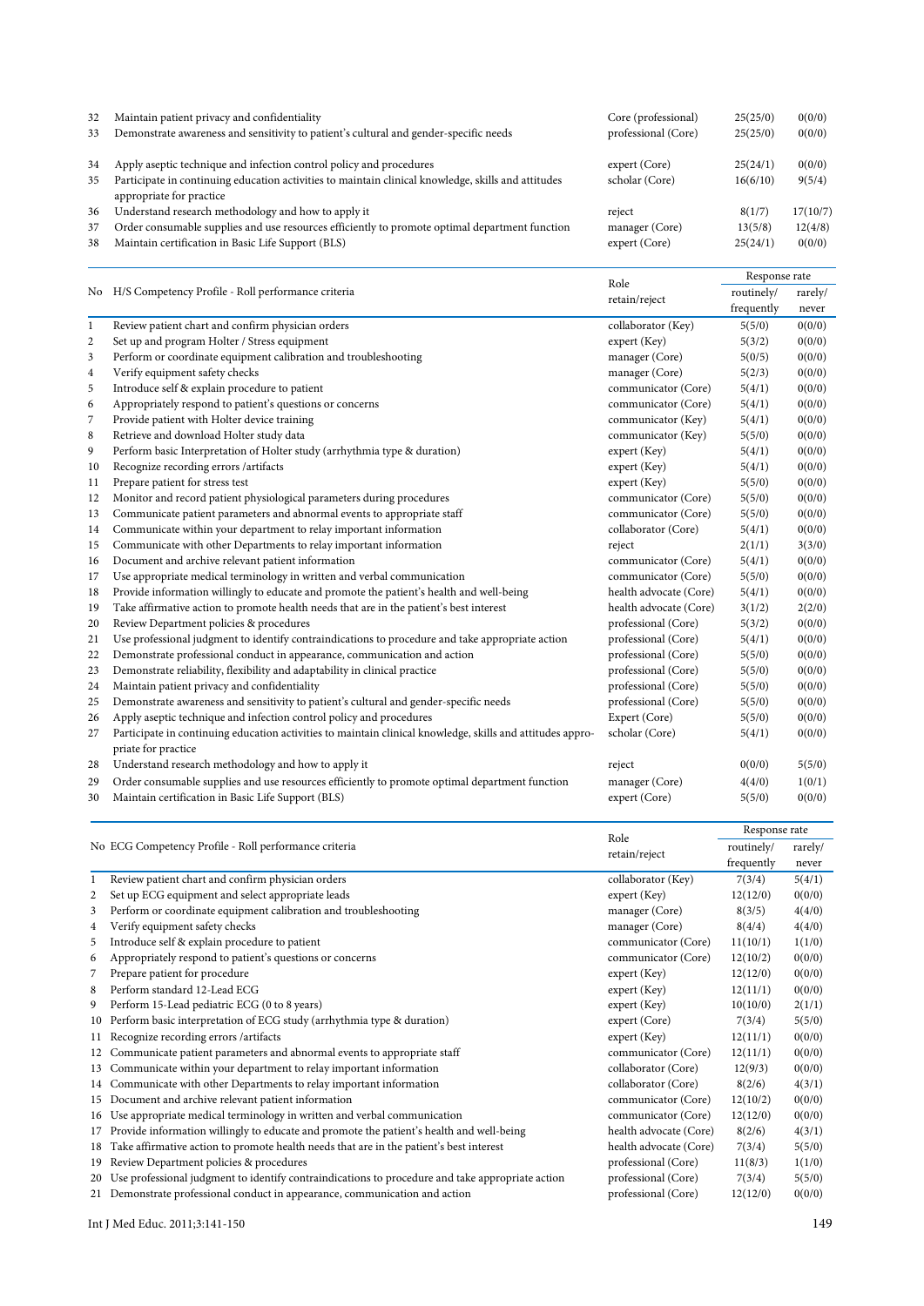| No | Competency Profile - Roll performance criteria | Role retain/reject | Response rate | |
|---|---|---|---|---|
| | | | routinely/ frequently | rarely/ never |
| 32 | Maintain patient privacy and confidentiality | Core (professional) | 25(25/0) | 0(0/0) |
| 33 | Demonstrate awareness and sensitivity to patient's cultural and gender-specific needs | professional (Core) | 25(25/0) | 0(0/0) |
| 34 | Apply aseptic technique and infection control policy and procedures | expert (Core) | 25(24/1) | 0(0/0) |
| 35 | Participate in continuing education activities to maintain clinical knowledge, skills and attitudes appropriate for practice | scholar (Core) | 16(6/10) | 9(5/4) |
| 36 | Understand research methodology and how to apply it | reject | 8(1/7) | 17(10/7) |
| 37 | Order consumable supplies and use resources efficiently to promote optimal department function | manager (Core) | 13(5/8) | 12(4/8) |
| 38 | Maintain certification in Basic Life Support (BLS) | expert (Core) | 25(24/1) | 0(0/0) |

| No | H/S Competency Profile - Roll performance criteria | Role retain/reject | Response rate | |
|---|---|---|---|---|
| | | | routinely/ frequently | rarely/ never |
| 1 | Review patient chart and confirm physician orders | collaborator (Key) | 5(5/0) | 0(0/0) |
| 2 | Set up and program Holter / Stress equipment | expert (Key) | 5(3/2) | 0(0/0) |
| 3 | Perform or coordinate equipment calibration and troubleshooting | manager (Core) | 5(0/5) | 0(0/0) |
| 4 | Verify equipment safety checks | manager (Core) | 5(2/3) | 0(0/0) |
| 5 | Introduce self & explain procedure to patient | communicator (Core) | 5(4/1) | 0(0/0) |
| 6 | Appropriately respond to patient's questions or concerns | communicator (Core) | 5(4/1) | 0(0/0) |
| 7 | Provide patient with Holter device training | communicator (Key) | 5(4/1) | 0(0/0) |
| 8 | Retrieve and download Holter study data | communicator (Key) | 5(5/0) | 0(0/0) |
| 9 | Perform basic Interpretation of Holter study (arrhythmia type & duration) | expert (Key) | 5(4/1) | 0(0/0) |
| 10 | Recognize recording errors /artifacts | expert (Key) | 5(4/1) | 0(0/0) |
| 11 | Prepare patient for stress test | expert (Key) | 5(5/0) | 0(0/0) |
| 12 | Monitor and record patient physiological parameters during procedures | communicator (Core) | 5(5/0) | 0(0/0) |
| 13 | Communicate patient parameters and abnormal events to appropriate staff | communicator (Core) | 5(5/0) | 0(0/0) |
| 14 | Communicate within your department to relay important information | collaborator (Core) | 5(4/1) | 0(0/0) |
| 15 | Communicate with other Departments to relay important information | reject | 2(1/1) | 3(3/0) |
| 16 | Document and archive relevant patient information | communicator (Core) | 5(4/1) | 0(0/0) |
| 17 | Use appropriate medical terminology in written and verbal communication | communicator (Core) | 5(5/0) | 0(0/0) |
| 18 | Provide information willingly to educate and promote the patient's health and well-being | health advocate (Core) | 5(4/1) | 0(0/0) |
| 19 | Take affirmative action to promote health needs that are in the patient's best interest | health advocate (Core) | 3(1/2) | 2(2/0) |
| 20 | Review Department policies & procedures | professional (Core) | 5(3/2) | 0(0/0) |
| 21 | Use professional judgment to identify contraindications to procedure and take appropriate action | professional (Core) | 5(4/1) | 0(0/0) |
| 22 | Demonstrate professional conduct in appearance, communication and action | professional (Core) | 5(5/0) | 0(0/0) |
| 23 | Demonstrate reliability, flexibility and adaptability in clinical practice | professional (Core) | 5(5/0) | 0(0/0) |
| 24 | Maintain patient privacy and confidentiality | professional (Core) | 5(5/0) | 0(0/0) |
| 25 | Demonstrate awareness and sensitivity to patient's cultural and gender-specific needs | professional (Core) | 5(5/0) | 0(0/0) |
| 26 | Apply aseptic technique and infection control policy and procedures | Expert (Core) | 5(5/0) | 0(0/0) |
| 27 | Participate in continuing education activities to maintain clinical knowledge, skills and attitudes appropriate for practice | scholar (Core) | 5(4/1) | 0(0/0) |
| 28 | Understand research methodology and how to apply it | reject | 0(0/0) | 5(5/0) |
| 29 | Order consumable supplies and use resources efficiently to promote optimal department function | manager (Core) | 4(4/0) | 1(0/1) |
| 30 | Maintain certification in Basic Life Support (BLS) | expert (Core) | 5(5/0) | 0(0/0) |

| No | ECG Competency Profile - Roll performance criteria | Role retain/reject | Response rate | |
|---|---|---|---|---|
| | | | routinely/ frequently | rarely/ never |
| 1 | Review patient chart and confirm physician orders | collaborator (Key) | 7(3/4) | 5(4/1) |
| 2 | Set up ECG equipment and select appropriate leads | expert (Key) | 12(12/0) | 0(0/0) |
| 3 | Perform or coordinate equipment calibration and troubleshooting | manager (Core) | 8(3/5) | 4(4/0) |
| 4 | Verify equipment safety checks | manager (Core) | 8(4/4) | 4(4/0) |
| 5 | Introduce self & explain procedure to patient | communicator (Core) | 11(10/1) | 1(1/0) |
| 6 | Appropriately respond to patient's questions or concerns | communicator (Core) | 12(10/2) | 0(0/0) |
| 7 | Prepare patient for procedure | expert (Key) | 12(12/0) | 0(0/0) |
| 8 | Perform standard 12-Lead ECG | expert (Key) | 12(11/1) | 0(0/0) |
| 9 | Perform 15-Lead pediatric ECG (0 to 8 years) | expert (Key) | 10(10/0) | 2(1/1) |
| 10 | Perform basic interpretation of ECG study (arrhythmia type & duration) | expert (Core) | 7(3/4) | 5(5/0) |
| 11 | Recognize recording errors /artifacts | expert (Key) | 12(11/1) | 0(0/0) |
| 12 | Communicate patient parameters and abnormal events to appropriate staff | communicator (Core) | 12(11/1) | 0(0/0) |
| 13 | Communicate within your department to relay important information | collaborator (Core) | 12(9/3) | 0(0/0) |
| 14 | Communicate with other Departments to relay important information | collaborator (Core) | 8(2/6) | 4(3/1) |
| 15 | Document and archive relevant patient information | communicator (Core) | 12(10/2) | 0(0/0) |
| 16 | Use appropriate medical terminology in written and verbal communication | communicator (Core) | 12(12/0) | 0(0/0) |
| 17 | Provide information willingly to educate and promote the patient's health and well-being | health advocate (Core) | 8(2/6) | 4(3/1) |
| 18 | Take affirmative action to promote health needs that are in the patient's best interest | health advocate (Core) | 7(3/4) | 5(5/0) |
| 19 | Review Department policies & procedures | professional (Core) | 11(8/3) | 1(1/0) |
| 20 | Use professional judgment to identify contraindications to procedure and take appropriate action | professional (Core) | 7(3/4) | 5(5/0) |
| 21 | Demonstrate professional conduct in appearance, communication and action | professional (Core) | 12(12/0) | 0(0/0) |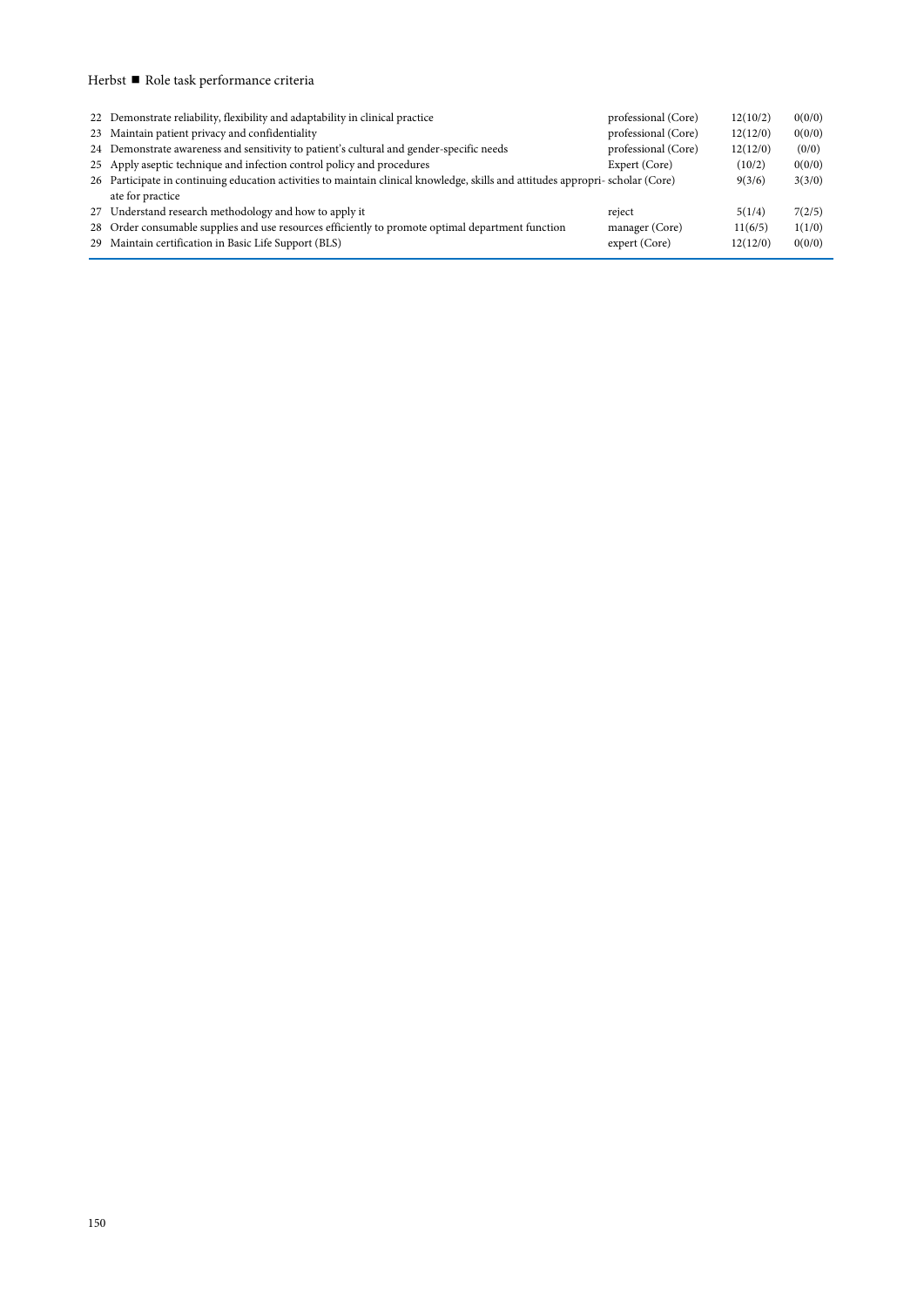| | | | | |
|---|---|---|---|---|
| 22 | Demonstrate reliability, flexibility and adaptability in clinical practice | professional (Core) | 12(10/2) | 0(0/0) |
| 23 | Maintain patient privacy and confidentiality | professional (Core) | 12(12/0) | 0(0/0) |
| 24 | Demonstrate awareness and sensitivity to patient's cultural and gender-specific needs | professional (Core) | 12(12/0) | (0/0) |
| 25 | Apply aseptic technique and infection control policy and procedures | Expert (Core) | (10/2) | 0(0/0) |
| 26 | Participate in continuing education activities to maintain clinical knowledge, skills and attitudes appropriate for practice | scholar (Core) | 9(3/6) | 3(3/0) |
| 27 | Understand research methodology and how to apply it | reject | 5(1/4) | 7(2/5) |
| 28 | Order consumable supplies and use resources efficiently to promote optimal department function | manager (Core) | 11(6/5) | 1(1/0) |
| 29 | Maintain certification in Basic Life Support (BLS) | expert (Core) | 12(12/0) | 0(0/0) |